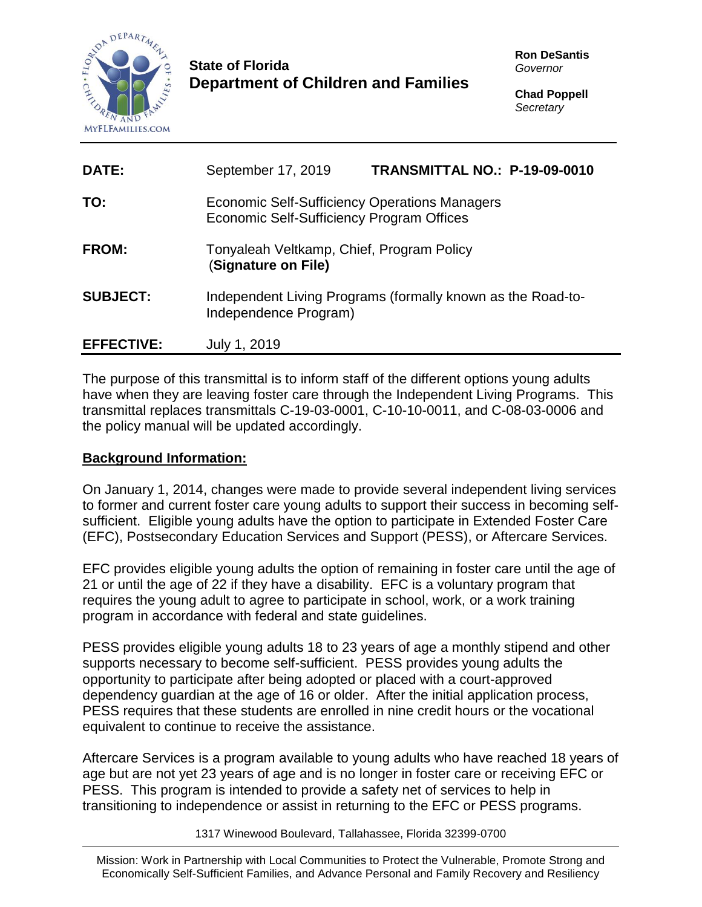**State of Florida**
**Department of Children and Families**

**Ron DeSantis**
*Governor*

**Chad Poppell**
*Secretary*

| | | |
|---|---|---|
| **DATE:** | September 17, 2019 | **TRANSMITTAL NO.: P-19-09-0010** |
| **TO:** | Economic Self-Sufficiency Operations Managers<br>Economic Self-Sufficiency Program Offices | |
| **FROM:** | Tonyaleah Veltkamp, Chief, Program Policy<br>(**Signature on File)** | |
| **SUBJECT:** | Independent Living Programs (formally known as the Road-to-Independence Program) | |
| **EFFECTIVE:** | July 1, 2019 | |

The purpose of this transmittal is to inform staff of the different options young adults have when they are leaving foster care through the Independent Living Programs. This transmittal replaces transmittals C-19-03-0001, C-10-10-0011, and C-08-03-0006 and the policy manual will be updated accordingly.

## Background Information:

On January 1, 2014, changes were made to provide several independent living services to former and current foster care young adults to support their success in becoming self-sufficient. Eligible young adults have the option to participate in Extended Foster Care (EFC), Postsecondary Education Services and Support (PESS), or Aftercare Services.

EFC provides eligible young adults the option of remaining in foster care until the age of 21 or until the age of 22 if they have a disability. EFC is a voluntary program that requires the young adult to agree to participate in school, work, or a work training program in accordance with federal and state guidelines.

PESS provides eligible young adults 18 to 23 years of age a monthly stipend and other supports necessary to become self-sufficient. PESS provides young adults the opportunity to participate after being adopted or placed with a court-approved dependency guardian at the age of 16 or older. After the initial application process, PESS requires that these students are enrolled in nine credit hours or the vocational equivalent to continue to receive the assistance.

Aftercare Services is a program available to young adults who have reached 18 years of age but are not yet 23 years of age and is no longer in foster care or receiving EFC or PESS. This program is intended to provide a safety net of services to help in transitioning to independence or assist in returning to the EFC or PESS programs.

1317 Winewood Boulevard, Tallahassee, Florida 32399-0700

Mission: Work in Partnership with Local Communities to Protect the Vulnerable, Promote Strong and Economically Self-Sufficient Families, and Advance Personal and Family Recovery and Resiliency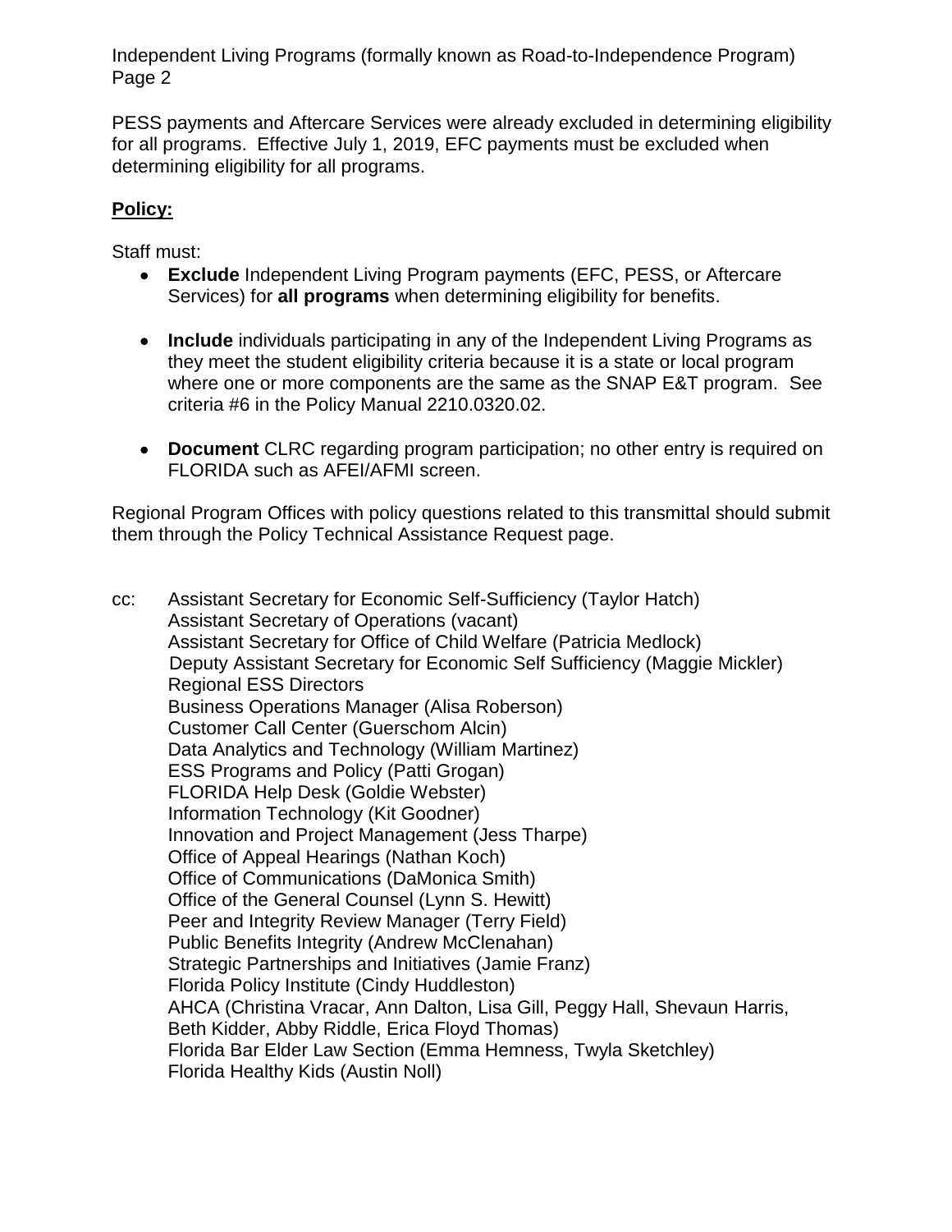PESS payments and Aftercare Services were already excluded in determining eligibility for all programs. Effective July 1, 2019, EFC payments must be excluded when determining eligibility for all programs.

**Policy:**

Staff must:

- **Exclude** Independent Living Program payments (EFC, PESS, or Aftercare Services) for **all programs** when determining eligibility for benefits.
- **Include** individuals participating in any of the Independent Living Programs as they meet the student eligibility criteria because it is a state or local program where one or more components are the same as the SNAP E&T program. See criteria #6 in the Policy Manual 2210.0320.02.
- **Document** CLRC regarding program participation; no other entry is required on FLORIDA such as AFEI/AFMI screen.

Regional Program Offices with policy questions related to this transmittal should submit them through the Policy Technical Assistance Request page.

cc: Assistant Secretary for Economic Self-Sufficiency (Taylor Hatch)
Assistant Secretary of Operations (vacant)
Assistant Secretary for Office of Child Welfare (Patricia Medlock)
Deputy Assistant Secretary for Economic Self Sufficiency (Maggie Mickler)
Regional ESS Directors
Business Operations Manager (Alisa Roberson)
Customer Call Center (Guerschom Alcin)
Data Analytics and Technology (William Martinez)
ESS Programs and Policy (Patti Grogan)
FLORIDA Help Desk (Goldie Webster)
Information Technology (Kit Goodner)
Innovation and Project Management (Jess Tharpe)
Office of Appeal Hearings (Nathan Koch)
Office of Communications (DaMonica Smith)
Office of the General Counsel (Lynn S. Hewitt)
Peer and Integrity Review Manager (Terry Field)
Public Benefits Integrity (Andrew McClenahan)
Strategic Partnerships and Initiatives (Jamie Franz)
Florida Policy Institute (Cindy Huddleston)
AHCA (Christina Vracar, Ann Dalton, Lisa Gill, Peggy Hall, Shevaun Harris, Beth Kidder, Abby Riddle, Erica Floyd Thomas)
Florida Bar Elder Law Section (Emma Hemness, Twyla Sketchley)
Florida Healthy Kids (Austin Noll)